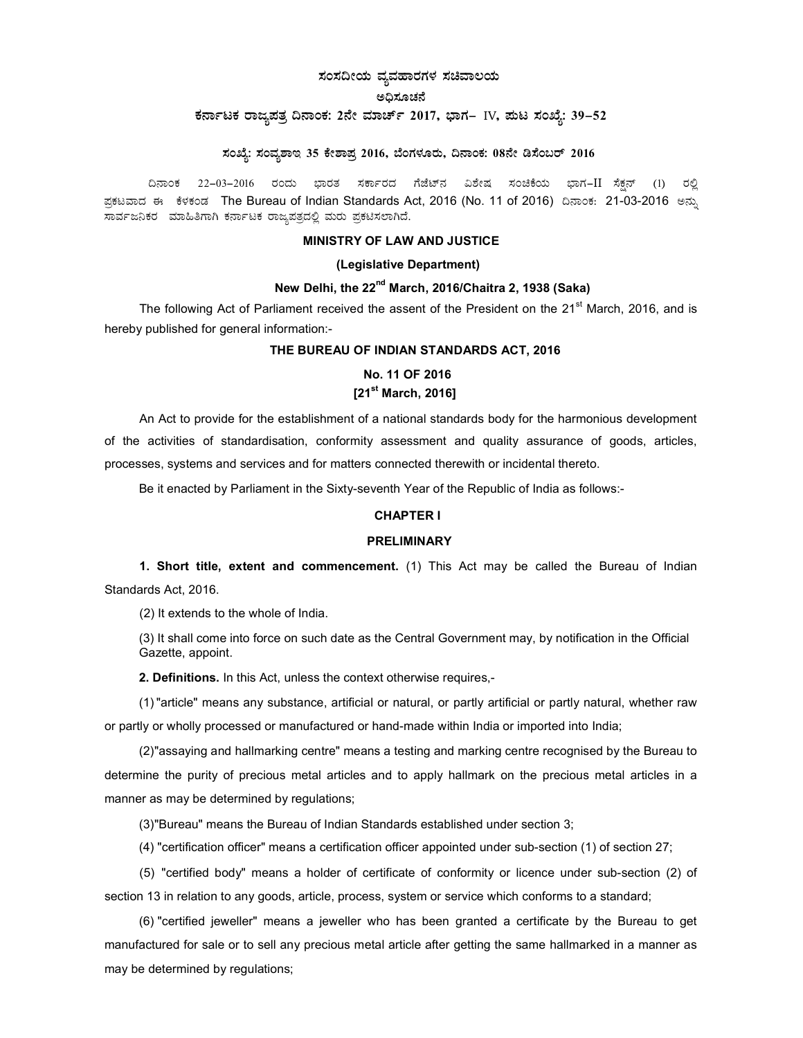**ಸಂಸದೀಯ ವ್ಯವಹಾರಗಳ ಸಚಿವಾಲಯ**

**ಅಧಿಸೂಚನೆ**

**ಕರ್ನಾಟಕ ರಾಜ್ಯಪತ್ರ ದಿನಾಂಕ: 2ನೇ ಮಾರ್ಚ್ 2017, ಭಾಗ– IV, ಪುಟ ಸಂಖ್ಯೆ: 39–52**

**ಸಂಖ್ಯೆ: ಸಂವ್ಯಶಾಇ 35 ಕೇಶಾಪ್ರ 2016, ಬೆಂಗಳೂರು, ದಿನಾಂಕ: 08ನೇ ಡಿಸೆಂಬರ್ 2016**

ದಿನಾಂಕ 22–03–2016 ರಂದು ಭಾರತ ಸರ್ಕಾರದ ಗೆಜೆಟ್‌ನ ವಿಶೇಷ ಸಂಚಿಕೆಯ ಭಾಗ–II ಸೆಕ್ಷನ್ (1) ರಲ್ಲಿ ಪ್ರಕಟವಾದ ಈ ಕೆಳಕಂಡ The Bureau of Indian Standards Act, 2016 (No. 11 of 2016) ದಿನಾಂಕ: 21-03-2016 ಅನ್ನು ಸಾರ್ವಜನಿಕರ ಮಾಹಿತಿಗಾಗಿ ಕರ್ನಾಟಕ ರಾಜ್ಯಪತ್ರದಲ್ಲಿ ಮರು ಪ್ರಕಟಿಸಲಾಗಿದೆ.

**MINISTRY OF LAW AND JUSTICE**

**(Legislative Department)**

**New Delhi, the 22nd March, 2016/Chaitra 2, 1938 (Saka)**

The following Act of Parliament received the assent of the President on the 21st March, 2016, and is hereby published for general information:-

## THE BUREAU OF INDIAN STANDARDS ACT, 2016

**No. 11 OF 2016**
**[21st March, 2016]**

An Act to provide for the establishment of a national standards body for the harmonious development of the activities of standardisation, conformity assessment and quality assurance of goods, articles, processes, systems and services and for matters connected therewith or incidental thereto.

Be it enacted by Parliament in the Sixty-seventh Year of the Republic of India as follows:-

### CHAPTER I

### PRELIMINARY

**1. Short title, extent and commencement.** (1) This Act may be called the Bureau of Indian Standards Act, 2016.

(2) It extends to the whole of India.

(3) It shall come into force on such date as the Central Government may, by notification in the Official Gazette, appoint.

**2. Definitions.** In this Act, unless the context otherwise requires,-

(1) "article" means any substance, artificial or natural, or partly artificial or partly natural, whether raw or partly or wholly processed or manufactured or hand-made within India or imported into India;

(2)"assaying and hallmarking centre" means a testing and marking centre recognised by the Bureau to determine the purity of precious metal articles and to apply hallmark on the precious metal articles in a manner as may be determined by regulations;

(3)"Bureau" means the Bureau of Indian Standards established under section 3;

(4) "certification officer" means a certification officer appointed under sub-section (1) of section 27;

(5) "certified body" means a holder of certificate of conformity or licence under sub-section (2) of section 13 in relation to any goods, article, process, system or service which conforms to a standard;

(6) "certified jeweller" means a jeweller who has been granted a certificate by the Bureau to get manufactured for sale or to sell any precious metal article after getting the same hallmarked in a manner as may be determined by regulations;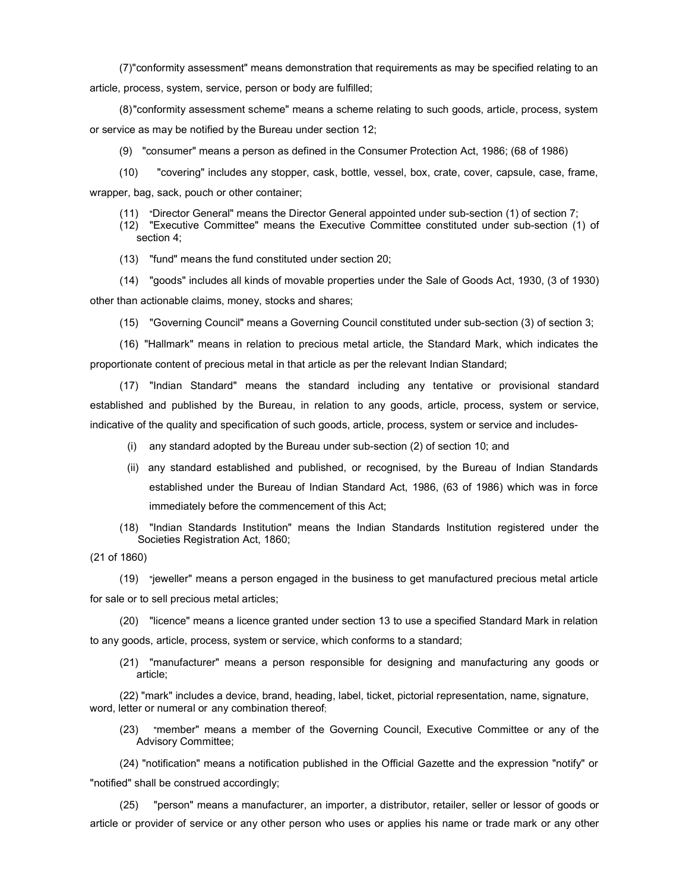(7)"conformity assessment" means demonstration that requirements as may be specified relating to an article, process, system, service, person or body are fulfilled;

(8)"conformity assessment scheme" means a scheme relating to such goods, article, process, system or service as may be notified by the Bureau under section 12;

(9) "consumer" means a person as defined in the Consumer Protection Act, 1986; (68 of 1986)

(10) "covering" includes any stopper, cask, bottle, vessel, box, crate, cover, capsule, case, frame, wrapper, bag, sack, pouch or other container;

(11) "Director General" means the Director General appointed under sub-section (1) of section 7;

(12) "Executive Committee" means the Executive Committee constituted under sub-section (1) of section 4;

(13) "fund" means the fund constituted under section 20;

(14) "goods" includes all kinds of movable properties under the Sale of Goods Act, 1930, (3 of 1930) other than actionable claims, money, stocks and shares;

(15) "Governing Council" means a Governing Council constituted under sub-section (3) of section 3;

(16) "Hallmark" means in relation to precious metal article, the Standard Mark, which indicates the proportionate content of precious metal in that article as per the relevant Indian Standard;

(17) "Indian Standard" means the standard including any tentative or provisional standard established and published by the Bureau, in relation to any goods, article, process, system or service, indicative of the quality and specification of such goods, article, process, system or service and includes-

(i) any standard adopted by the Bureau under sub-section (2) of section 10; and

(ii) any standard established and published, or recognised, by the Bureau of Indian Standards established under the Bureau of Indian Standard Act, 1986, (63 of 1986) which was in force immediately before the commencement of this Act;

(18) "Indian Standards Institution" means the Indian Standards Institution registered under the Societies Registration Act, 1860;

(21 of 1860)

(19) "jeweller" means a person engaged in the business to get manufactured precious metal article for sale or to sell precious metal articles;

(20) "licence" means a licence granted under section 13 to use a specified Standard Mark in relation to any goods, article, process, system or service, which conforms to a standard;

(21) "manufacturer" means a person responsible for designing and manufacturing any goods or article;

(22) "mark" includes a device, brand, heading, label, ticket, pictorial representation, name, signature, word, letter or numeral or any combination thereof;

(23) "member" means a member of the Governing Council, Executive Committee or any of the Advisory Committee;

(24) "notification" means a notification published in the Official Gazette and the expression "notify" or "notified" shall be construed accordingly;

(25) "person" means a manufacturer, an importer, a distributor, retailer, seller or lessor of goods or article or provider of service or any other person who uses or applies his name or trade mark or any other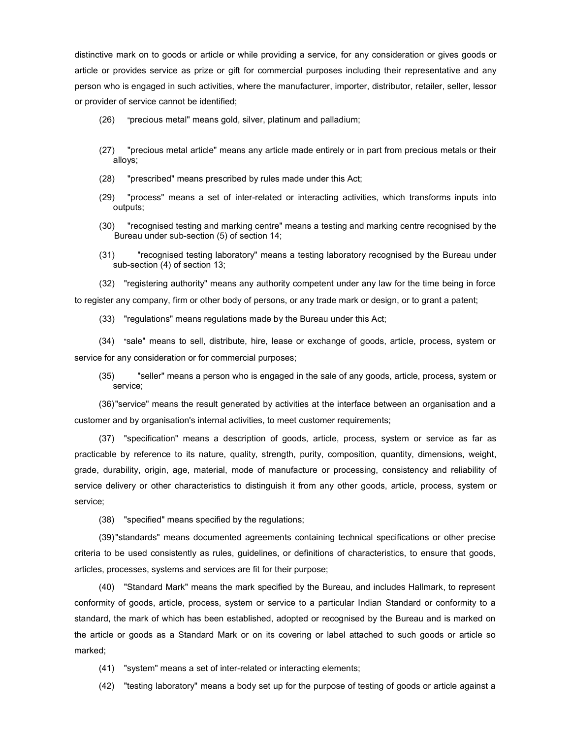distinctive mark on to goods or article or while providing a service, for any consideration or gives goods or article or provides service as prize or gift for commercial purposes including their representative and any person who is engaged in such activities, where the manufacturer, importer, distributor, retailer, seller, lessor or provider of service cannot be identified;

(26) "precious metal" means gold, silver, platinum and palladium;

(27) "precious metal article" means any article made entirely or in part from precious metals or their alloys;

(28) "prescribed" means prescribed by rules made under this Act;

(29) "process" means a set of inter-related or interacting activities, which transforms inputs into outputs;

(30) "recognised testing and marking centre" means a testing and marking centre recognised by the Bureau under sub-section (5) of section 14;

(31) "recognised testing laboratory" means a testing laboratory recognised by the Bureau under sub-section (4) of section 13;

(32) "registering authority" means any authority competent under any law for the time being in force to register any company, firm or other body of persons, or any trade mark or design, or to grant a patent;

(33) "regulations" means regulations made by the Bureau under this Act;

(34) "sale" means to sell, distribute, hire, lease or exchange of goods, article, process, system or service for any consideration or for commercial purposes;

(35) "seller" means a person who is engaged in the sale of any goods, article, process, system or service;

(36) "service" means the result generated by activities at the interface between an organisation and a customer and by organisation's internal activities, to meet customer requirements;

(37) "specification" means a description of goods, article, process, system or service as far as practicable by reference to its nature, quality, strength, purity, composition, quantity, dimensions, weight, grade, durability, origin, age, material, mode of manufacture or processing, consistency and reliability of service delivery or other characteristics to distinguish it from any other goods, article, process, system or service;

(38) "specified" means specified by the regulations;

(39) "standards" means documented agreements containing technical specifications or other precise criteria to be used consistently as rules, guidelines, or definitions of characteristics, to ensure that goods, articles, processes, systems and services are fit for their purpose;

(40) "Standard Mark" means the mark specified by the Bureau, and includes Hallmark, to represent conformity of goods, article, process, system or service to a particular Indian Standard or conformity to a standard, the mark of which has been established, adopted or recognised by the Bureau and is marked on the article or goods as a Standard Mark or on its covering or label attached to such goods or article so marked;

(41) "system" means a set of inter-related or interacting elements;

(42) "testing laboratory" means a body set up for the purpose of testing of goods or article against a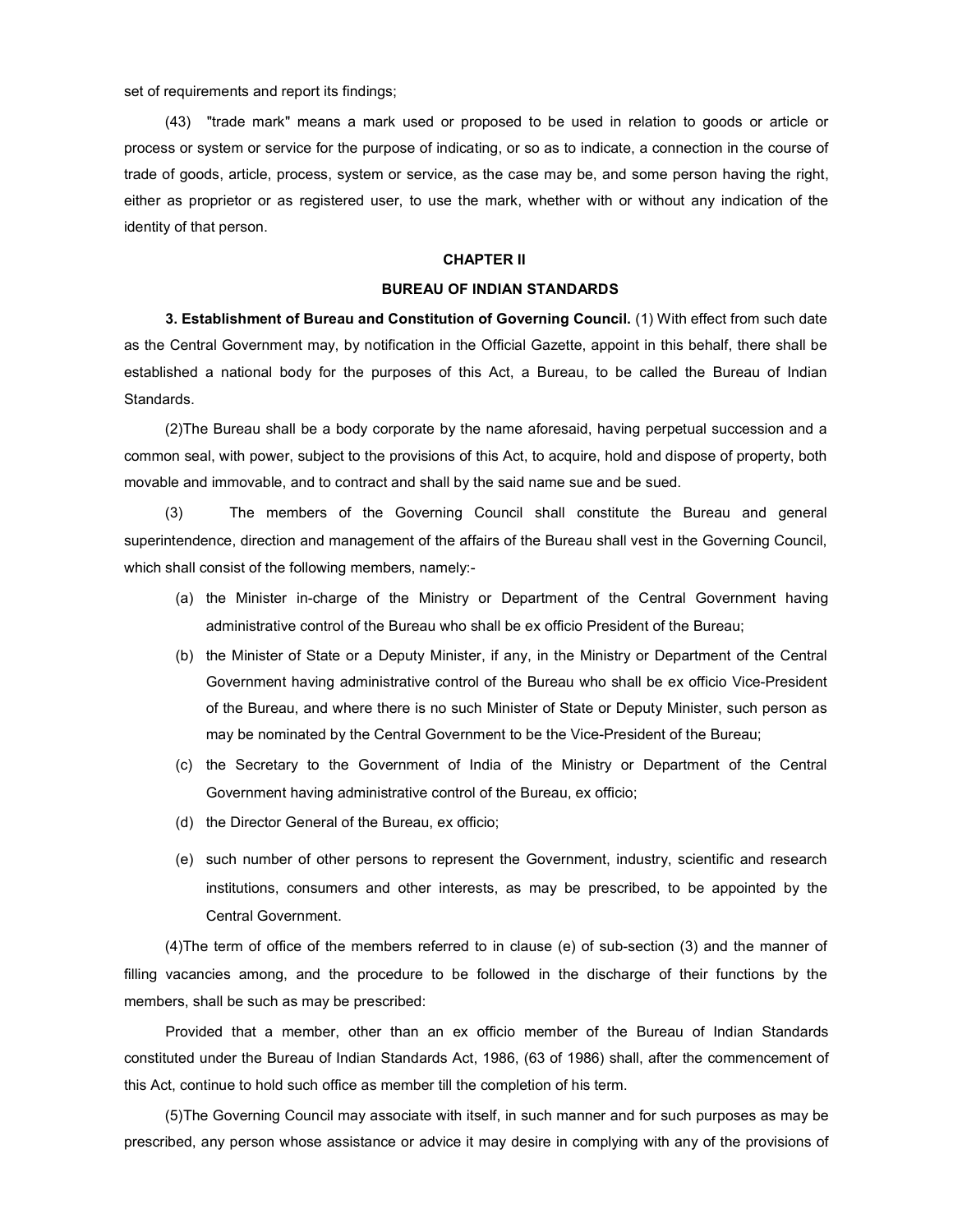set of requirements and report its findings;

(43) "trade mark" means a mark used or proposed to be used in relation to goods or article or process or system or service for the purpose of indicating, or so as to indicate, a connection in the course of trade of goods, article, process, system or service, as the case may be, and some person having the right, either as proprietor or as registered user, to use the mark, whether with or without any indication of the identity of that person.

## CHAPTER II

## BUREAU OF INDIAN STANDARDS

**3. Establishment of Bureau and Constitution of Governing Council.** (1) With effect from such date as the Central Government may, by notification in the Official Gazette, appoint in this behalf, there shall be established a national body for the purposes of this Act, a Bureau, to be called the Bureau of Indian Standards.

(2)The Bureau shall be a body corporate by the name aforesaid, having perpetual succession and a common seal, with power, subject to the provisions of this Act, to acquire, hold and dispose of property, both movable and immovable, and to contract and shall by the said name sue and be sued.

(3) The members of the Governing Council shall constitute the Bureau and general superintendence, direction and management of the affairs of the Bureau shall vest in the Governing Council, which shall consist of the following members, namely:-

(a) the Minister in-charge of the Ministry or Department of the Central Government having administrative control of the Bureau who shall be ex officio President of the Bureau;

(b) the Minister of State or a Deputy Minister, if any, in the Ministry or Department of the Central Government having administrative control of the Bureau who shall be ex officio Vice-President of the Bureau, and where there is no such Minister of State or Deputy Minister, such person as may be nominated by the Central Government to be the Vice-President of the Bureau;

(c) the Secretary to the Government of India of the Ministry or Department of the Central Government having administrative control of the Bureau, ex officio;

(d) the Director General of the Bureau, ex officio;

(e) such number of other persons to represent the Government, industry, scientific and research institutions, consumers and other interests, as may be prescribed, to be appointed by the Central Government.

(4)The term of office of the members referred to in clause (e) of sub-section (3) and the manner of filling vacancies among, and the procedure to be followed in the discharge of their functions by the members, shall be such as may be prescribed:

Provided that a member, other than an ex officio member of the Bureau of Indian Standards constituted under the Bureau of Indian Standards Act, 1986, (63 of 1986) shall, after the commencement of this Act, continue to hold such office as member till the completion of his term.

(5)The Governing Council may associate with itself, in such manner and for such purposes as may be prescribed, any person whose assistance or advice it may desire in complying with any of the provisions of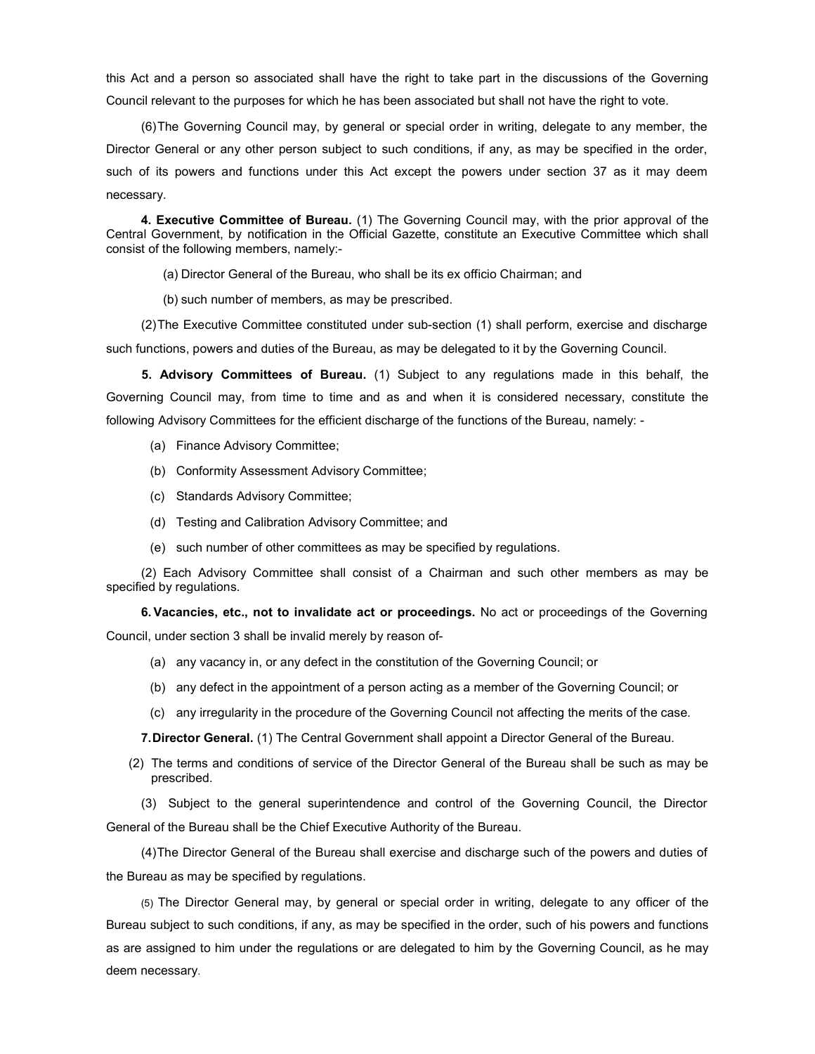this Act and a person so associated shall have the right to take part in the discussions of the Governing Council relevant to the purposes for which he has been associated but shall not have the right to vote.

(6) The Governing Council may, by general or special order in writing, delegate to any member, the Director General or any other person subject to such conditions, if any, as may be specified in the order, such of its powers and functions under this Act except the powers under section 37 as it may deem necessary.

**4. Executive Committee of Bureau.** (1) The Governing Council may, with the prior approval of the Central Government, by notification in the Official Gazette, constitute an Executive Committee which shall consist of the following members, namely:-

(a) Director General of the Bureau, who shall be its ex officio Chairman; and

(b) such number of members, as may be prescribed.

(2) The Executive Committee constituted under sub-section (1) shall perform, exercise and discharge such functions, powers and duties of the Bureau, as may be delegated to it by the Governing Council.

**5. Advisory Committees of Bureau.** (1) Subject to any regulations made in this behalf, the Governing Council may, from time to time and as and when it is considered necessary, constitute the following Advisory Committees for the efficient discharge of the functions of the Bureau, namely: -

(a) Finance Advisory Committee;

(b) Conformity Assessment Advisory Committee;

(c) Standards Advisory Committee;

(d) Testing and Calibration Advisory Committee; and

(e) such number of other committees as may be specified by regulations.

(2) Each Advisory Committee shall consist of a Chairman and such other members as may be specified by regulations.

**6. Vacancies, etc., not to invalidate act or proceedings.** No act or proceedings of the Governing Council, under section 3 shall be invalid merely by reason of-

(a) any vacancy in, or any defect in the constitution of the Governing Council; or

(b) any defect in the appointment of a person acting as a member of the Governing Council; or

(c) any irregularity in the procedure of the Governing Council not affecting the merits of the case.

**7. Director General.** (1) The Central Government shall appoint a Director General of the Bureau.

(2) The terms and conditions of service of the Director General of the Bureau shall be such as may be prescribed.

(3) Subject to the general superintendence and control of the Governing Council, the Director General of the Bureau shall be the Chief Executive Authority of the Bureau.

(4) The Director General of the Bureau shall exercise and discharge such of the powers and duties of the Bureau as may be specified by regulations.

(5) The Director General may, by general or special order in writing, delegate to any officer of the Bureau subject to such conditions, if any, as may be specified in the order, such of his powers and functions as are assigned to him under the regulations or are delegated to him by the Governing Council, as he may deem necessary.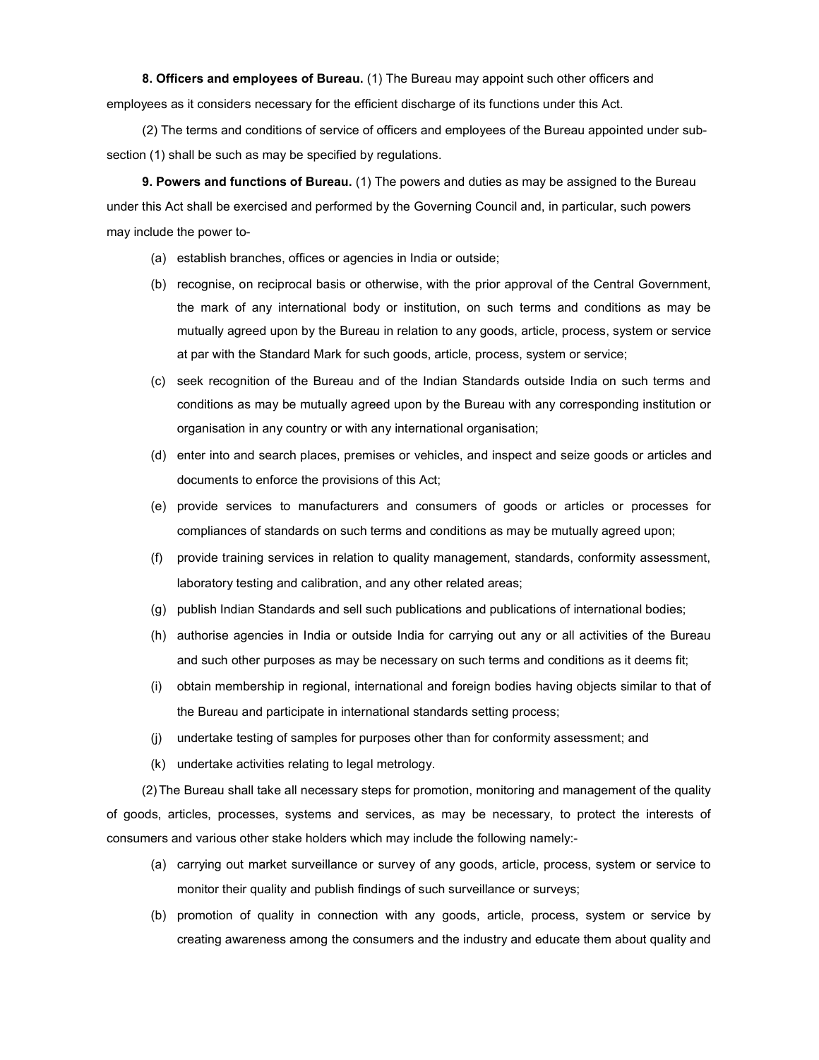**8. Officers and employees of Bureau.** (1) The Bureau may appoint such other officers and employees as it considers necessary for the efficient discharge of its functions under this Act.

(2) The terms and conditions of service of officers and employees of the Bureau appointed under sub-section (1) shall be such as may be specified by regulations.

**9. Powers and functions of Bureau.** (1) The powers and duties as may be assigned to the Bureau under this Act shall be exercised and performed by the Governing Council and, in particular, such powers may include the power to-

(a) establish branches, offices or agencies in India or outside;

(b) recognise, on reciprocal basis or otherwise, with the prior approval of the Central Government, the mark of any international body or institution, on such terms and conditions as may be mutually agreed upon by the Bureau in relation to any goods, article, process, system or service at par with the Standard Mark for such goods, article, process, system or service;

(c) seek recognition of the Bureau and of the Indian Standards outside India on such terms and conditions as may be mutually agreed upon by the Bureau with any corresponding institution or organisation in any country or with any international organisation;

(d) enter into and search places, premises or vehicles, and inspect and seize goods or articles and documents to enforce the provisions of this Act;

(e) provide services to manufacturers and consumers of goods or articles or processes for compliances of standards on such terms and conditions as may be mutually agreed upon;

(f) provide training services in relation to quality management, standards, conformity assessment, laboratory testing and calibration, and any other related areas;

(g) publish Indian Standards and sell such publications and publications of international bodies;

(h) authorise agencies in India or outside India for carrying out any or all activities of the Bureau and such other purposes as may be necessary on such terms and conditions as it deems fit;

(i) obtain membership in regional, international and foreign bodies having objects similar to that of the Bureau and participate in international standards setting process;

(j) undertake testing of samples for purposes other than for conformity assessment; and

(k) undertake activities relating to legal metrology.

(2) The Bureau shall take all necessary steps for promotion, monitoring and management of the quality of goods, articles, processes, systems and services, as may be necessary, to protect the interests of consumers and various other stake holders which may include the following namely:-

(a) carrying out market surveillance or survey of any goods, article, process, system or service to monitor their quality and publish findings of such surveillance or surveys;

(b) promotion of quality in connection with any goods, article, process, system or service by creating awareness among the consumers and the industry and educate them about quality and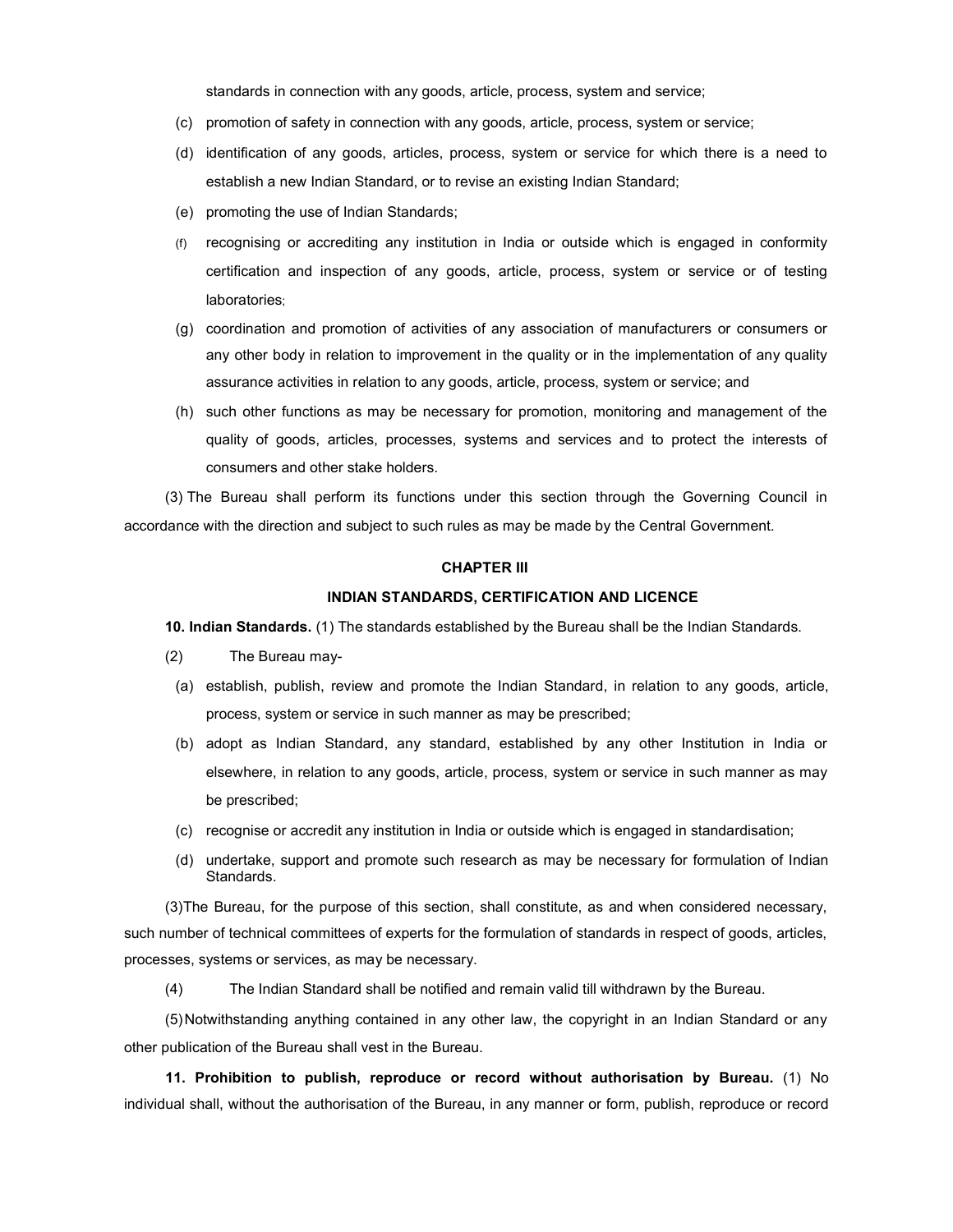standards in connection with any goods, article, process, system and service;

(c) promotion of safety in connection with any goods, article, process, system or service;

(d) identification of any goods, articles, process, system or service for which there is a need to establish a new Indian Standard, or to revise an existing Indian Standard;

(e) promoting the use of Indian Standards;

(f) recognising or accrediting any institution in India or outside which is engaged in conformity certification and inspection of any goods, article, process, system or service or of testing laboratories;

(g) coordination and promotion of activities of any association of manufacturers or consumers or any other body in relation to improvement in the quality or in the implementation of any quality assurance activities in relation to any goods, article, process, system or service; and

(h) such other functions as may be necessary for promotion, monitoring and management of the quality of goods, articles, processes, systems and services and to protect the interests of consumers and other stake holders.

(3) The Bureau shall perform its functions under this section through the Governing Council in accordance with the direction and subject to such rules as may be made by the Central Government.

## CHAPTER III

## INDIAN STANDARDS, CERTIFICATION AND LICENCE

**10. Indian Standards.** (1) The standards established by the Bureau shall be the Indian Standards.

(2) The Bureau may-

(a) establish, publish, review and promote the Indian Standard, in relation to any goods, article, process, system or service in such manner as may be prescribed;

(b) adopt as Indian Standard, any standard, established by any other Institution in India or elsewhere, in relation to any goods, article, process, system or service in such manner as may be prescribed;

(c) recognise or accredit any institution in India or outside which is engaged in standardisation;

(d) undertake, support and promote such research as may be necessary for formulation of Indian Standards.

(3)The Bureau, for the purpose of this section, shall constitute, as and when considered necessary, such number of technical committees of experts for the formulation of standards in respect of goods, articles, processes, systems or services, as may be necessary.

(4) The Indian Standard shall be notified and remain valid till withdrawn by the Bureau.

(5)Notwithstanding anything contained in any other law, the copyright in an Indian Standard or any other publication of the Bureau shall vest in the Bureau.

**11. Prohibition to publish, reproduce or record without authorisation by Bureau.** (1) No individual shall, without the authorisation of the Bureau, in any manner or form, publish, reproduce or record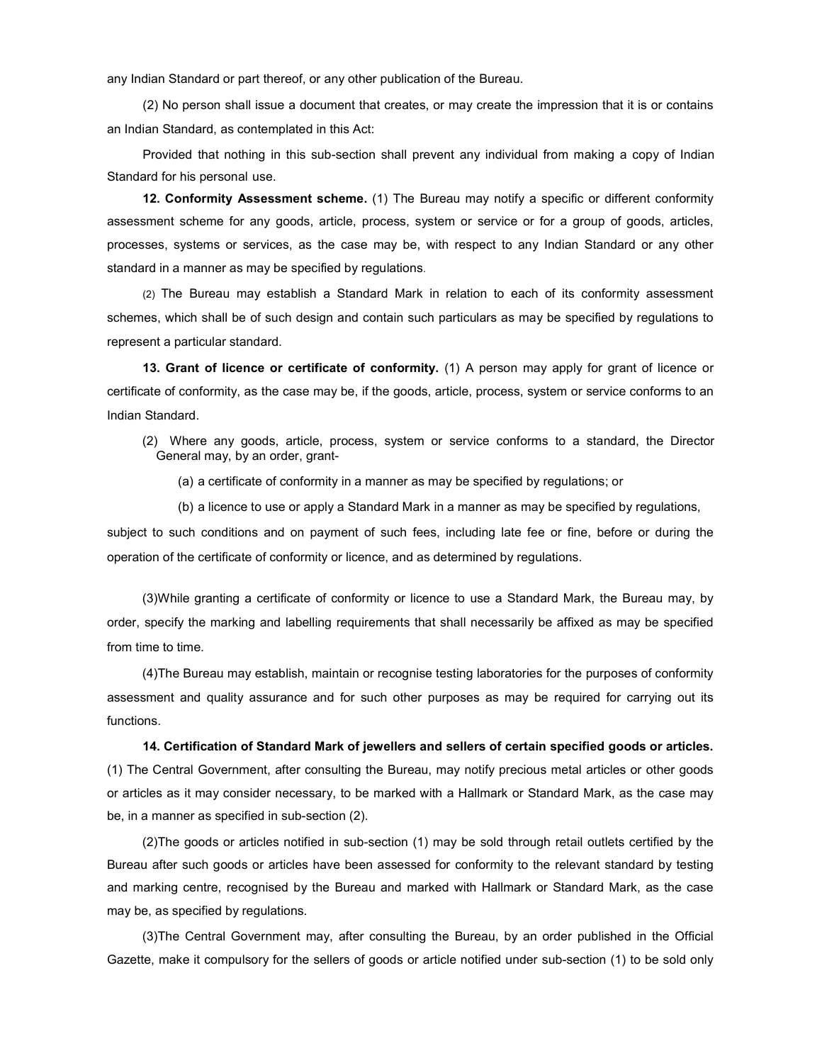any Indian Standard or part thereof, or any other publication of the Bureau.

(2) No person shall issue a document that creates, or may create the impression that it is or contains an Indian Standard, as contemplated in this Act:

Provided that nothing in this sub-section shall prevent any individual from making a copy of Indian Standard for his personal use.

**12. Conformity Assessment scheme.** (1) The Bureau may notify a specific or different conformity assessment scheme for any goods, article, process, system or service or for a group of goods, articles, processes, systems or services, as the case may be, with respect to any Indian Standard or any other standard in a manner as may be specified by regulations.

(2) The Bureau may establish a Standard Mark in relation to each of its conformity assessment schemes, which shall be of such design and contain such particulars as may be specified by regulations to represent a particular standard.

**13. Grant of licence or certificate of conformity.** (1) A person may apply for grant of licence or certificate of conformity, as the case may be, if the goods, article, process, system or service conforms to an Indian Standard.

(2) Where any goods, article, process, system or service conforms to a standard, the Director General may, by an order, grant-

(a) a certificate of conformity in a manner as may be specified by regulations; or

(b) a licence to use or apply a Standard Mark in a manner as may be specified by regulations,

subject to such conditions and on payment of such fees, including late fee or fine, before or during the operation of the certificate of conformity or licence, and as determined by regulations.

(3)While granting a certificate of conformity or licence to use a Standard Mark, the Bureau may, by order, specify the marking and labelling requirements that shall necessarily be affixed as may be specified from time to time.

(4)The Bureau may establish, maintain or recognise testing laboratories for the purposes of conformity assessment and quality assurance and for such other purposes as may be required for carrying out its functions.

**14. Certification of Standard Mark of jewellers and sellers of certain specified goods or articles.** (1) The Central Government, after consulting the Bureau, may notify precious metal articles or other goods or articles as it may consider necessary, to be marked with a Hallmark or Standard Mark, as the case may be, in a manner as specified in sub-section (2).

(2)The goods or articles notified in sub-section (1) may be sold through retail outlets certified by the Bureau after such goods or articles have been assessed for conformity to the relevant standard by testing and marking centre, recognised by the Bureau and marked with Hallmark or Standard Mark, as the case may be, as specified by regulations.

(3)The Central Government may, after consulting the Bureau, by an order published in the Official Gazette, make it compulsory for the sellers of goods or article notified under sub-section (1) to be sold only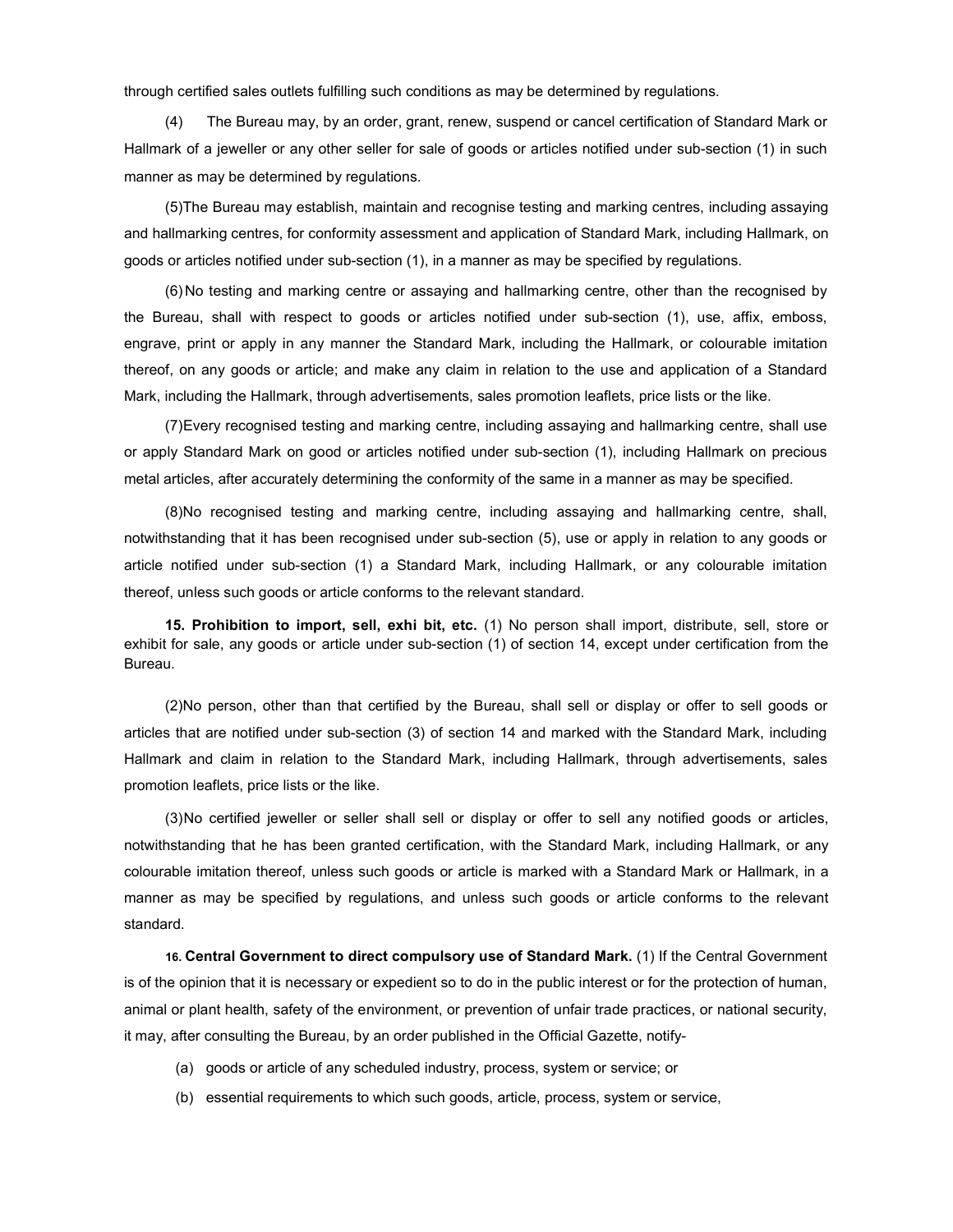through certified sales outlets fulfilling such conditions as may be determined by regulations.

(4) The Bureau may, by an order, grant, renew, suspend or cancel certification of Standard Mark or Hallmark of a jeweller or any other seller for sale of goods or articles notified under sub-section (1) in such manner as may be determined by regulations.

(5)The Bureau may establish, maintain and recognise testing and marking centres, including assaying and hallmarking centres, for conformity assessment and application of Standard Mark, including Hallmark, on goods or articles notified under sub-section (1), in a manner as may be specified by regulations.

(6) No testing and marking centre or assaying and hallmarking centre, other than the recognised by the Bureau, shall with respect to goods or articles notified under sub-section (1), use, affix, emboss, engrave, print or apply in any manner the Standard Mark, including the Hallmark, or colourable imitation thereof, on any goods or article; and make any claim in relation to the use and application of a Standard Mark, including the Hallmark, through advertisements, sales promotion leaflets, price lists or the like.

(7)Every recognised testing and marking centre, including assaying and hallmarking centre, shall use or apply Standard Mark on good or articles notified under sub-section (1), including Hallmark on precious metal articles, after accurately determining the conformity of the same in a manner as may be specified.

(8)No recognised testing and marking centre, including assaying and hallmarking centre, shall, notwithstanding that it has been recognised under sub-section (5), use or apply in relation to any goods or article notified under sub-section (1) a Standard Mark, including Hallmark, or any colourable imitation thereof, unless such goods or article conforms to the relevant standard.

**15. Prohibition to import, sell, exhi bit, etc.** (1) No person shall import, distribute, sell, store or exhibit for sale, any goods or article under sub-section (1) of section 14, except under certification from the Bureau.

(2)No person, other than that certified by the Bureau, shall sell or display or offer to sell goods or articles that are notified under sub-section (3) of section 14 and marked with the Standard Mark, including Hallmark and claim in relation to the Standard Mark, including Hallmark, through advertisements, sales promotion leaflets, price lists or the like.

(3)No certified jeweller or seller shall sell or display or offer to sell any notified goods or articles, notwithstanding that he has been granted certification, with the Standard Mark, including Hallmark, or any colourable imitation thereof, unless such goods or article is marked with a Standard Mark or Hallmark, in a manner as may be specified by regulations, and unless such goods or article conforms to the relevant standard.

**16. Central Government to direct compulsory use of Standard Mark.** (1) If the Central Government is of the opinion that it is necessary or expedient so to do in the public interest or for the protection of human, animal or plant health, safety of the environment, or prevention of unfair trade practices, or national security, it may, after consulting the Bureau, by an order published in the Official Gazette, notify-

(a) goods or article of any scheduled industry, process, system or service; or

(b) essential requirements to which such goods, article, process, system or service,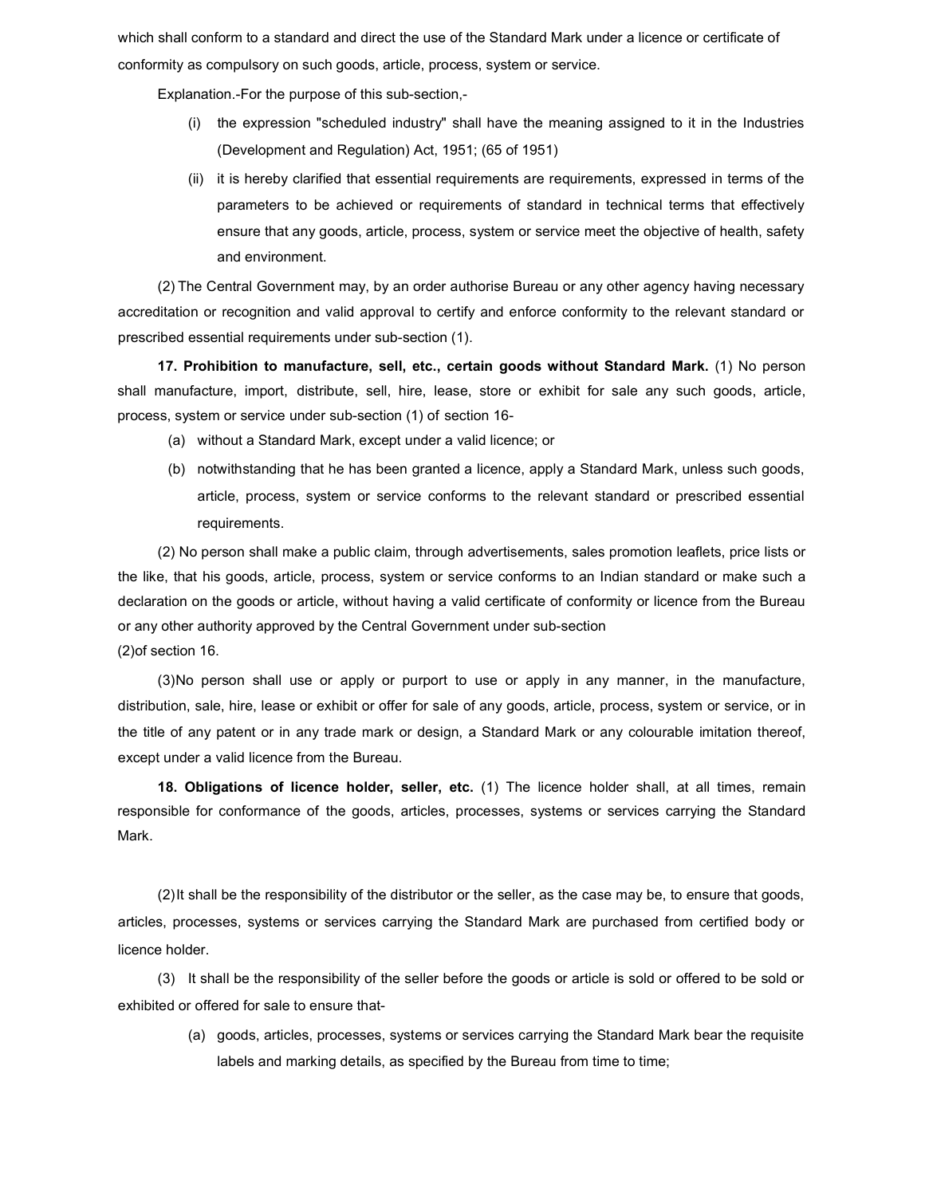which shall conform to a standard and direct the use of the Standard Mark under a licence or certificate of conformity as compulsory on such goods, article, process, system or service.

Explanation.-For the purpose of this sub-section,-

(i) the expression "scheduled industry" shall have the meaning assigned to it in the Industries (Development and Regulation) Act, 1951; (65 of 1951)

(ii) it is hereby clarified that essential requirements are requirements, expressed in terms of the parameters to be achieved or requirements of standard in technical terms that effectively ensure that any goods, article, process, system or service meet the objective of health, safety and environment.

(2) The Central Government may, by an order authorise Bureau or any other agency having necessary accreditation or recognition and valid approval to certify and enforce conformity to the relevant standard or prescribed essential requirements under sub-section (1).

**17. Prohibition to manufacture, sell, etc., certain goods without Standard Mark.** (1) No person shall manufacture, import, distribute, sell, hire, lease, store or exhibit for sale any such goods, article, process, system or service under sub-section (1) of section 16-

(a) without a Standard Mark, except under a valid licence; or

(b) notwithstanding that he has been granted a licence, apply a Standard Mark, unless such goods, article, process, system or service conforms to the relevant standard or prescribed essential requirements.

(2) No person shall make a public claim, through advertisements, sales promotion leaflets, price lists or the like, that his goods, article, process, system or service conforms to an Indian standard or make such a declaration on the goods or article, without having a valid certificate of conformity or licence from the Bureau or any other authority approved by the Central Government under sub-section (2)of section 16.

(3)No person shall use or apply or purport to use or apply in any manner, in the manufacture, distribution, sale, hire, lease or exhibit or offer for sale of any goods, article, process, system or service, or in the title of any patent or in any trade mark or design, a Standard Mark or any colourable imitation thereof, except under a valid licence from the Bureau.

**18. Obligations of licence holder, seller, etc.** (1) The licence holder shall, at all times, remain responsible for conformance of the goods, articles, processes, systems or services carrying the Standard Mark.

(2)It shall be the responsibility of the distributor or the seller, as the case may be, to ensure that goods, articles, processes, systems or services carrying the Standard Mark are purchased from certified body or licence holder.

(3) It shall be the responsibility of the seller before the goods or article is sold or offered to be sold or exhibited or offered for sale to ensure that-

(a) goods, articles, processes, systems or services carrying the Standard Mark bear the requisite labels and marking details, as specified by the Bureau from time to time;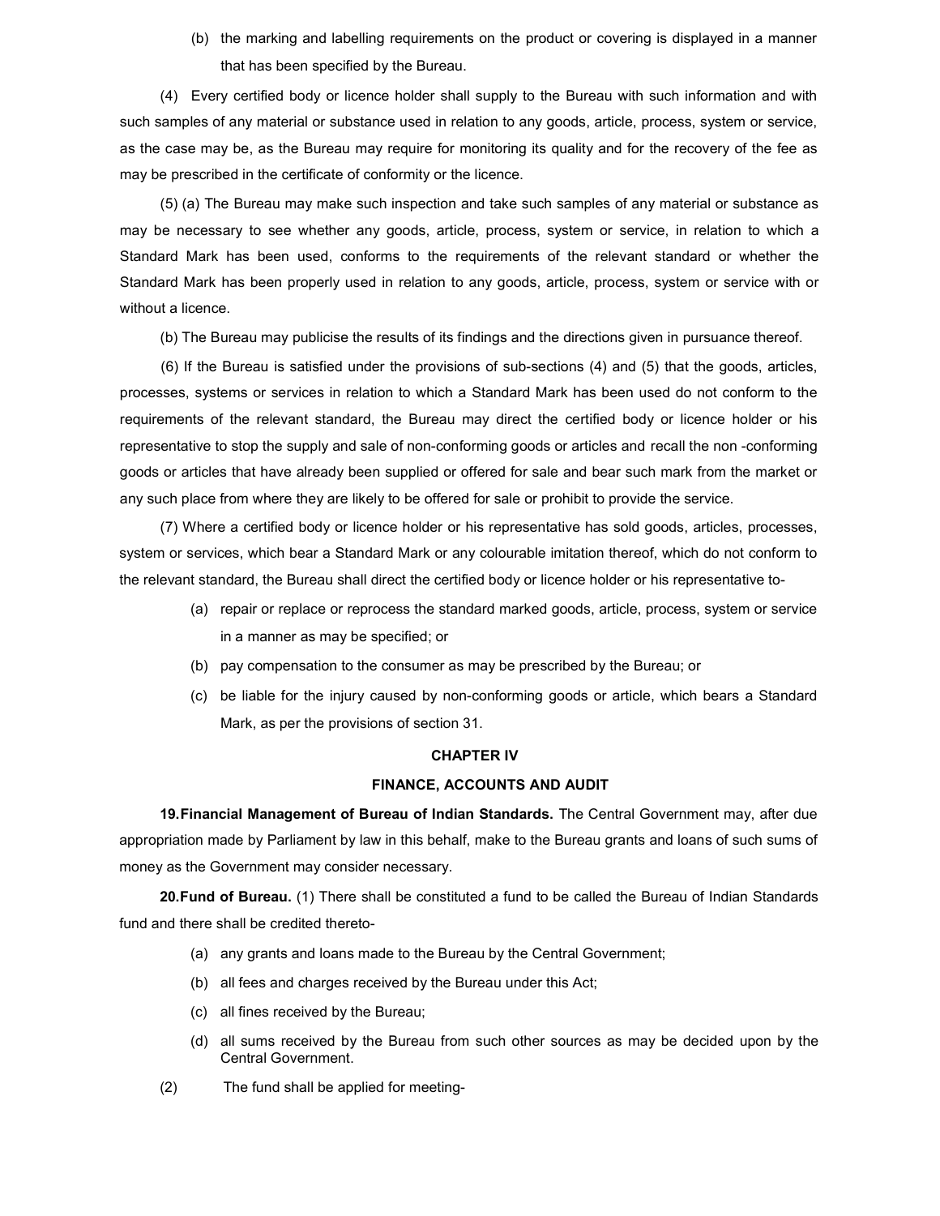(b) the marking and labelling requirements on the product or covering is displayed in a manner that has been specified by the Bureau.

(4) Every certified body or licence holder shall supply to the Bureau with such information and with such samples of any material or substance used in relation to any goods, article, process, system or service, as the case may be, as the Bureau may require for monitoring its quality and for the recovery of the fee as may be prescribed in the certificate of conformity or the licence.

(5) (a) The Bureau may make such inspection and take such samples of any material or substance as may be necessary to see whether any goods, article, process, system or service, in relation to which a Standard Mark has been used, conforms to the requirements of the relevant standard or whether the Standard Mark has been properly used in relation to any goods, article, process, system or service with or without a licence.

(b) The Bureau may publicise the results of its findings and the directions given in pursuance thereof.

(6) If the Bureau is satisfied under the provisions of sub-sections (4) and (5) that the goods, articles, processes, systems or services in relation to which a Standard Mark has been used do not conform to the requirements of the relevant standard, the Bureau may direct the certified body or licence holder or his representative to stop the supply and sale of non-conforming goods or articles and recall the non -conforming goods or articles that have already been supplied or offered for sale and bear such mark from the market or any such place from where they are likely to be offered for sale or prohibit to provide the service.

(7) Where a certified body or licence holder or his representative has sold goods, articles, processes, system or services, which bear a Standard Mark or any colourable imitation thereof, which do not conform to the relevant standard, the Bureau shall direct the certified body or licence holder or his representative to-

(a) repair or replace or reprocess the standard marked goods, article, process, system or service in a manner as may be specified; or

(b) pay compensation to the consumer as may be prescribed by the Bureau; or

(c) be liable for the injury caused by non-conforming goods or article, which bears a Standard Mark, as per the provisions of section 31.

## CHAPTER IV

## FINANCE, ACCOUNTS AND AUDIT

**19. Financial Management of Bureau of Indian Standards.** The Central Government may, after due appropriation made by Parliament by law in this behalf, make to the Bureau grants and loans of such sums of money as the Government may consider necessary.

**20. Fund of Bureau.** (1) There shall be constituted a fund to be called the Bureau of Indian Standards fund and there shall be credited thereto-

(a) any grants and loans made to the Bureau by the Central Government;

(b) all fees and charges received by the Bureau under this Act;

(c) all fines received by the Bureau;

(d) all sums received by the Bureau from such other sources as may be decided upon by the Central Government.

(2) The fund shall be applied for meeting-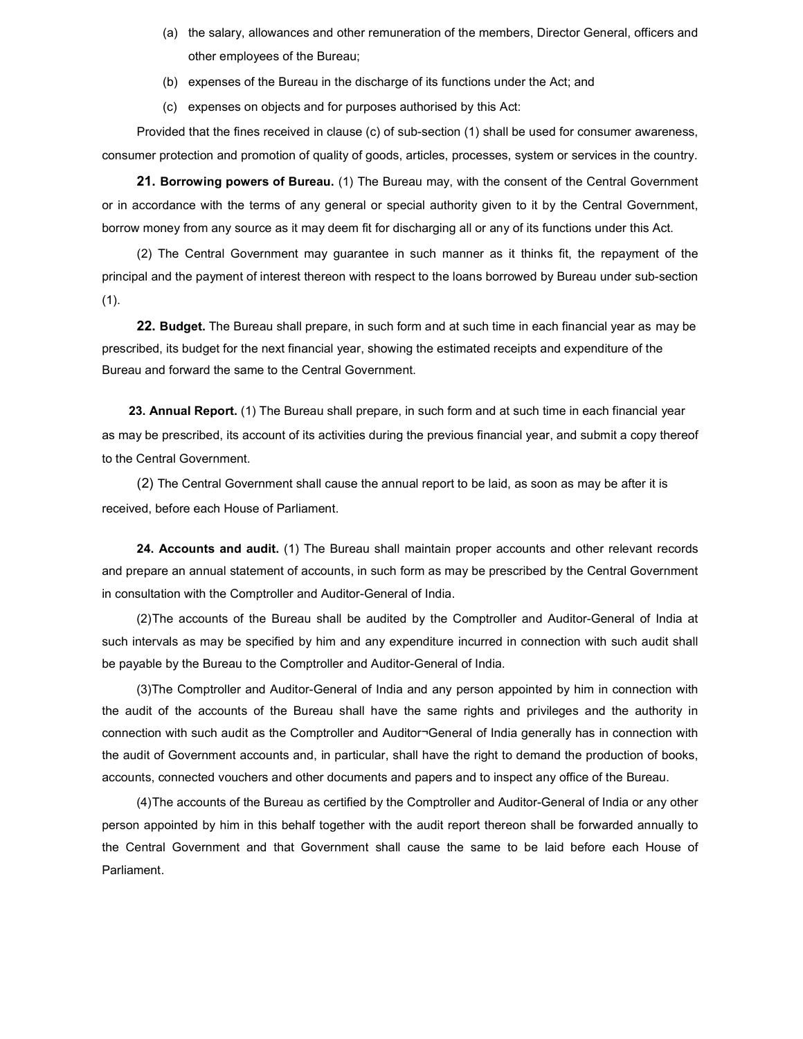(a) the salary, allowances and other remuneration of the members, Director General, officers and other employees of the Bureau;

(b) expenses of the Bureau in the discharge of its functions under the Act; and

(c) expenses on objects and for purposes authorised by this Act:

Provided that the fines received in clause (c) of sub-section (1) shall be used for consumer awareness, consumer protection and promotion of quality of goods, articles, processes, system or services in the country.

**21. Borrowing powers of Bureau.** (1) The Bureau may, with the consent of the Central Government or in accordance with the terms of any general or special authority given to it by the Central Government, borrow money from any source as it may deem fit for discharging all or any of its functions under this Act.

(2) The Central Government may guarantee in such manner as it thinks fit, the repayment of the principal and the payment of interest thereon with respect to the loans borrowed by Bureau under sub-section (1).

**22. Budget.** The Bureau shall prepare, in such form and at such time in each financial year as may be prescribed, its budget for the next financial year, showing the estimated receipts and expenditure of the Bureau and forward the same to the Central Government.

**23. Annual Report.** (1) The Bureau shall prepare, in such form and at such time in each financial year as may be prescribed, its account of its activities during the previous financial year, and submit a copy thereof to the Central Government.

(2) The Central Government shall cause the annual report to be laid, as soon as may be after it is received, before each House of Parliament.

**24. Accounts and audit.** (1) The Bureau shall maintain proper accounts and other relevant records and prepare an annual statement of accounts, in such form as may be prescribed by the Central Government in consultation with the Comptroller and Auditor-General of India.

(2)The accounts of the Bureau shall be audited by the Comptroller and Auditor-General of India at such intervals as may be specified by him and any expenditure incurred in connection with such audit shall be payable by the Bureau to the Comptroller and Auditor-General of India.

(3)The Comptroller and Auditor-General of India and any person appointed by him in connection with the audit of the accounts of the Bureau shall have the same rights and privileges and the authority in connection with such audit as the Comptroller and Auditor¬General of India generally has in connection with the audit of Government accounts and, in particular, shall have the right to demand the production of books, accounts, connected vouchers and other documents and papers and to inspect any office of the Bureau.

(4)The accounts of the Bureau as certified by the Comptroller and Auditor-General of India or any other person appointed by him in this behalf together with the audit report thereon shall be forwarded annually to the Central Government and that Government shall cause the same to be laid before each House of Parliament.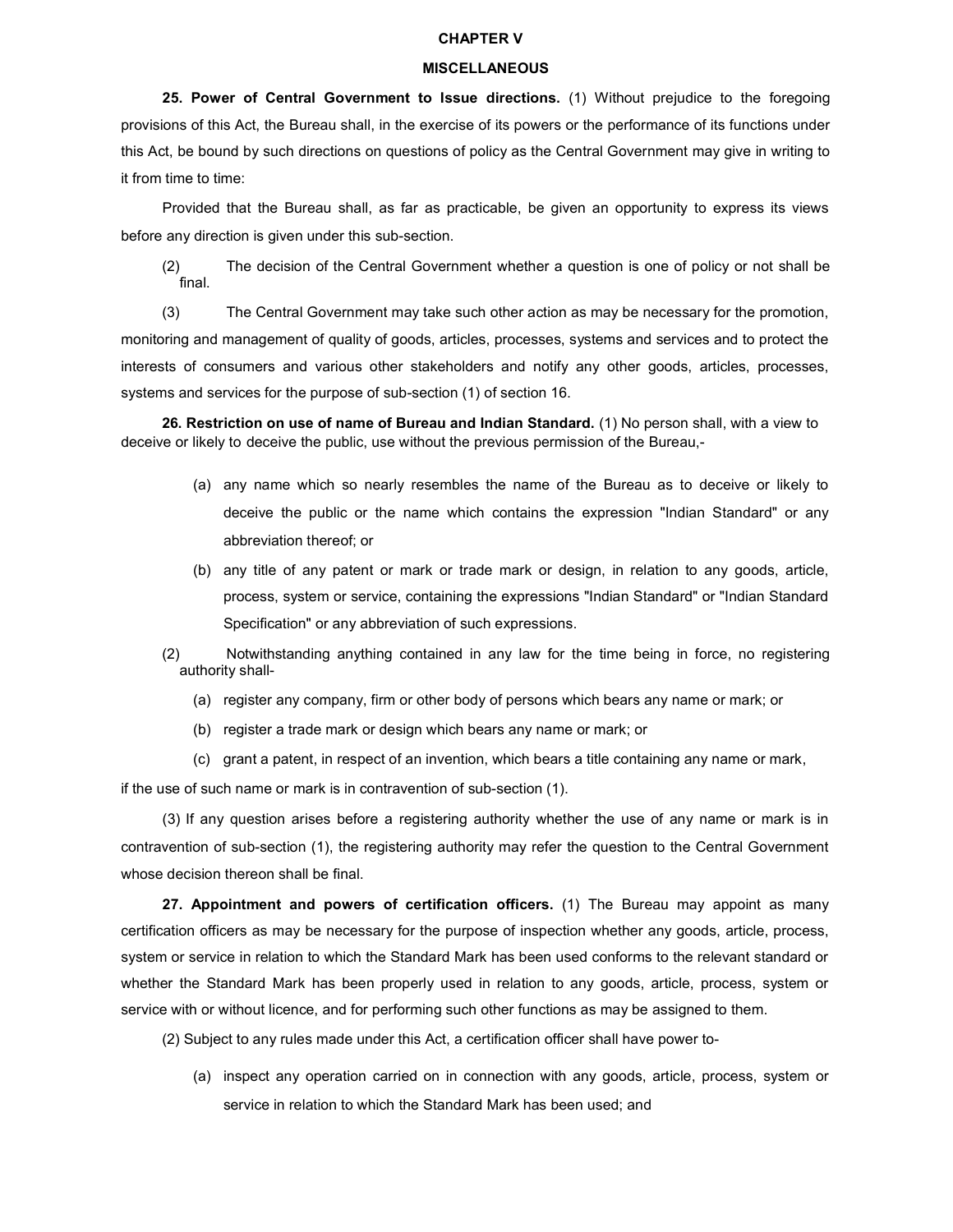## CHAPTER V

## MISCELLANEOUS

**25. Power of Central Government to Issue directions.** (1) Without prejudice to the foregoing provisions of this Act, the Bureau shall, in the exercise of its powers or the performance of its functions under this Act, be bound by such directions on questions of policy as the Central Government may give in writing to it from time to time:

Provided that the Bureau shall, as far as practicable, be given an opportunity to express its views before any direction is given under this sub-section.

(2) The decision of the Central Government whether a question is one of policy or not shall be final.

(3) The Central Government may take such other action as may be necessary for the promotion, monitoring and management of quality of goods, articles, processes, systems and services and to protect the interests of consumers and various other stakeholders and notify any other goods, articles, processes, systems and services for the purpose of sub-section (1) of section 16.

**26. Restriction on use of name of Bureau and Indian Standard.** (1) No person shall, with a view to deceive or likely to deceive the public, use without the previous permission of the Bureau,-

(a) any name which so nearly resembles the name of the Bureau as to deceive or likely to deceive the public or the name which contains the expression "Indian Standard" or any abbreviation thereof; or

(b) any title of any patent or mark or trade mark or design, in relation to any goods, article, process, system or service, containing the expressions "Indian Standard" or "Indian Standard Specification" or any abbreviation of such expressions.

(2) Notwithstanding anything contained in any law for the time being in force, no registering authority shall-

(a) register any company, firm or other body of persons which bears any name or mark; or

(b) register a trade mark or design which bears any name or mark; or

(c) grant a patent, in respect of an invention, which bears a title containing any name or mark,

if the use of such name or mark is in contravention of sub-section (1).

(3) If any question arises before a registering authority whether the use of any name or mark is in contravention of sub-section (1), the registering authority may refer the question to the Central Government whose decision thereon shall be final.

**27. Appointment and powers of certification officers.** (1) The Bureau may appoint as many certification officers as may be necessary for the purpose of inspection whether any goods, article, process, system or service in relation to which the Standard Mark has been used conforms to the relevant standard or whether the Standard Mark has been properly used in relation to any goods, article, process, system or service with or without licence, and for performing such other functions as may be assigned to them.

(2) Subject to any rules made under this Act, a certification officer shall have power to-

(a) inspect any operation carried on in connection with any goods, article, process, system or service in relation to which the Standard Mark has been used; and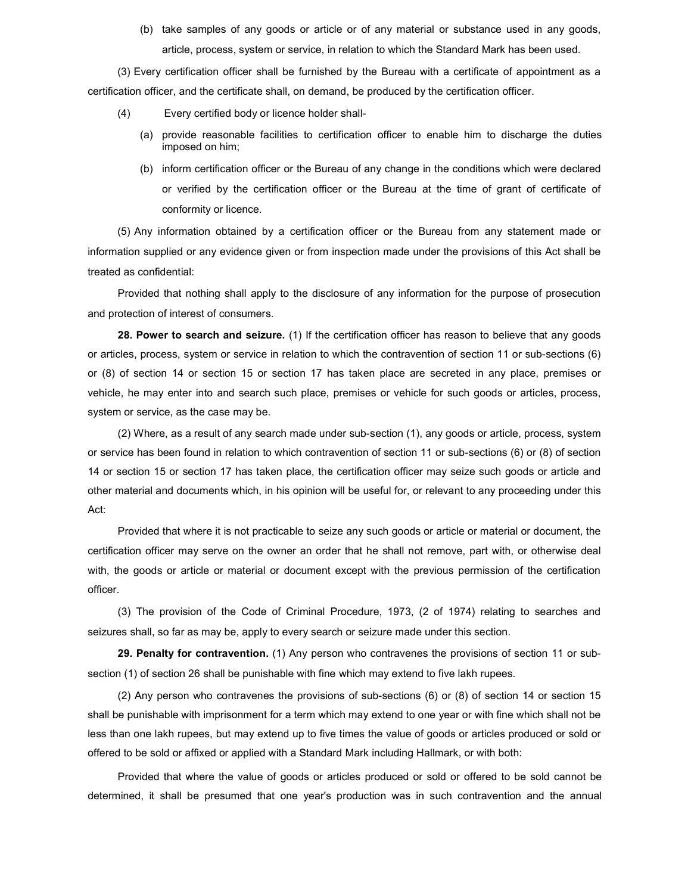(b) take samples of any goods or article or of any material or substance used in any goods, article, process, system or service, in relation to which the Standard Mark has been used.

(3) Every certification officer shall be furnished by the Bureau with a certificate of appointment as a certification officer, and the certificate shall, on demand, be produced by the certification officer.

(4) Every certified body or licence holder shall-

(a) provide reasonable facilities to certification officer to enable him to discharge the duties imposed on him;

(b) inform certification officer or the Bureau of any change in the conditions which were declared or verified by the certification officer or the Bureau at the time of grant of certificate of conformity or licence.

(5) Any information obtained by a certification officer or the Bureau from any statement made or information supplied or any evidence given or from inspection made under the provisions of this Act shall be treated as confidential:

Provided that nothing shall apply to the disclosure of any information for the purpose of prosecution and protection of interest of consumers.

**28. Power to search and seizure.** (1) If the certification officer has reason to believe that any goods or articles, process, system or service in relation to which the contravention of section 11 or sub-sections (6) or (8) of section 14 or section 15 or section 17 has taken place are secreted in any place, premises or vehicle, he may enter into and search such place, premises or vehicle for such goods or articles, process, system or service, as the case may be.

(2) Where, as a result of any search made under sub-section (1), any goods or article, process, system or service has been found in relation to which contravention of section 11 or sub-sections (6) or (8) of section 14 or section 15 or section 17 has taken place, the certification officer may seize such goods or article and other material and documents which, in his opinion will be useful for, or relevant to any proceeding under this Act:

Provided that where it is not practicable to seize any such goods or article or material or document, the certification officer may serve on the owner an order that he shall not remove, part with, or otherwise deal with, the goods or article or material or document except with the previous permission of the certification officer.

(3) The provision of the Code of Criminal Procedure, 1973, (2 of 1974) relating to searches and seizures shall, so far as may be, apply to every search or seizure made under this section.

**29. Penalty for contravention.** (1) Any person who contravenes the provisions of section 11 or sub-section (1) of section 26 shall be punishable with fine which may extend to five lakh rupees.

(2) Any person who contravenes the provisions of sub-sections (6) or (8) of section 14 or section 15 shall be punishable with imprisonment for a term which may extend to one year or with fine which shall not be less than one lakh rupees, but may extend up to five times the value of goods or articles produced or sold or offered to be sold or affixed or applied with a Standard Mark including Hallmark, or with both:

Provided that where the value of goods or articles produced or sold or offered to be sold cannot be determined, it shall be presumed that one year's production was in such contravention and the annual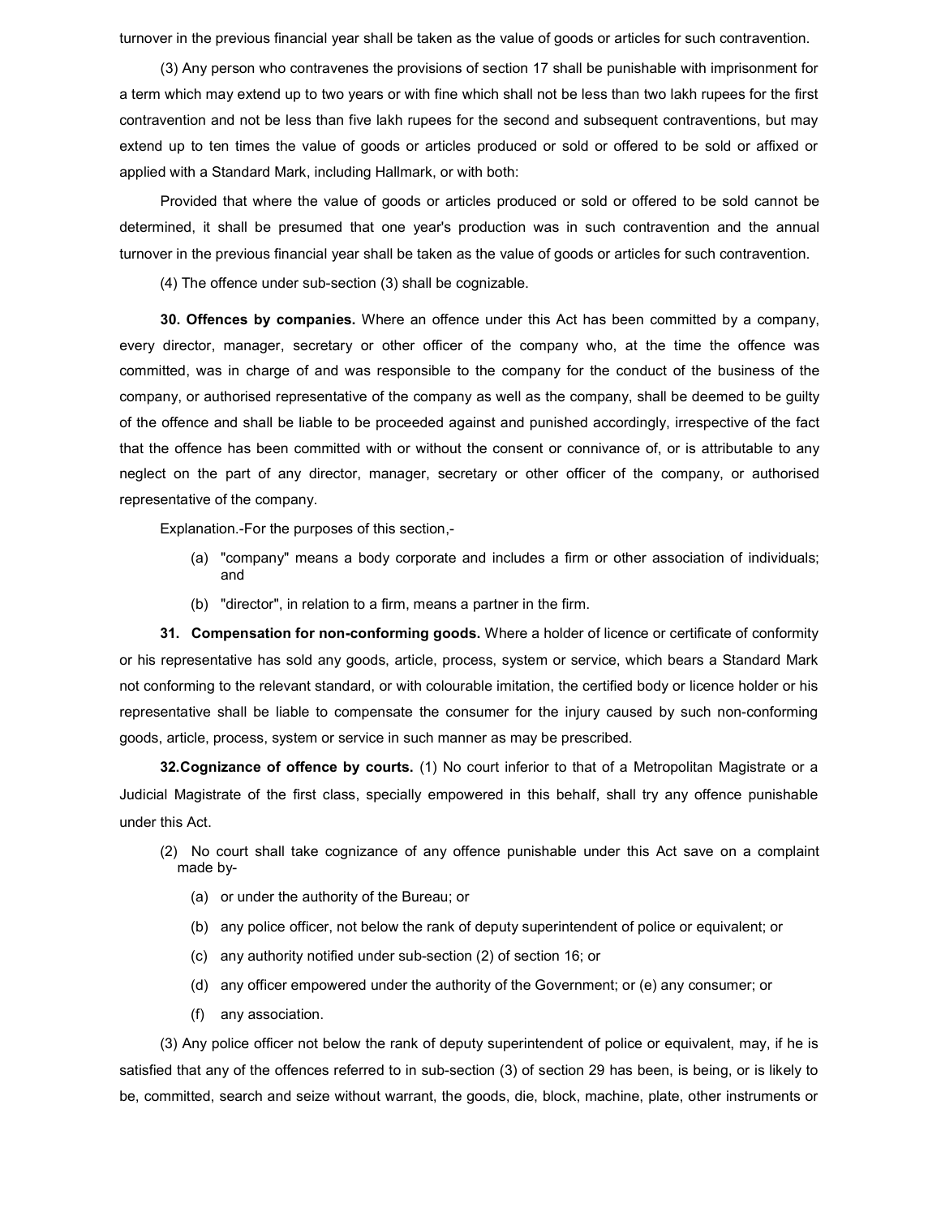turnover in the previous financial year shall be taken as the value of goods or articles for such contravention.

(3) Any person who contravenes the provisions of section 17 shall be punishable with imprisonment for a term which may extend up to two years or with fine which shall not be less than two lakh rupees for the first contravention and not be less than five lakh rupees for the second and subsequent contraventions, but may extend up to ten times the value of goods or articles produced or sold or offered to be sold or affixed or applied with a Standard Mark, including Hallmark, or with both:

Provided that where the value of goods or articles produced or sold or offered to be sold cannot be determined, it shall be presumed that one year's production was in such contravention and the annual turnover in the previous financial year shall be taken as the value of goods or articles for such contravention.

(4) The offence under sub-section (3) shall be cognizable.

**30. Offences by companies.** Where an offence under this Act has been committed by a company, every director, manager, secretary or other officer of the company who, at the time the offence was committed, was in charge of and was responsible to the company for the conduct of the business of the company, or authorised representative of the company as well as the company, shall be deemed to be guilty of the offence and shall be liable to be proceeded against and punished accordingly, irrespective of the fact that the offence has been committed with or without the consent or connivance of, or is attributable to any neglect on the part of any director, manager, secretary or other officer of the company, or authorised representative of the company.

Explanation.-For the purposes of this section,-

(a) "company" means a body corporate and includes a firm or other association of individuals; and

(b) "director", in relation to a firm, means a partner in the firm.

**31. Compensation for non-conforming goods.** Where a holder of licence or certificate of conformity or his representative has sold any goods, article, process, system or service, which bears a Standard Mark not conforming to the relevant standard, or with colourable imitation, the certified body or licence holder or his representative shall be liable to compensate the consumer for the injury caused by such non-conforming goods, article, process, system or service in such manner as may be prescribed.

**32. Cognizance of offence by courts.** (1) No court inferior to that of a Metropolitan Magistrate or a Judicial Magistrate of the first class, specially empowered in this behalf, shall try any offence punishable under this Act.

(2) No court shall take cognizance of any offence punishable under this Act save on a complaint made by-

(a) or under the authority of the Bureau; or

(b) any police officer, not below the rank of deputy superintendent of police or equivalent; or

(c) any authority notified under sub-section (2) of section 16; or

(d) any officer empowered under the authority of the Government; or (e) any consumer; or

(f) any association.

(3) Any police officer not below the rank of deputy superintendent of police or equivalent, may, if he is satisfied that any of the offences referred to in sub-section (3) of section 29 has been, is being, or is likely to be, committed, search and seize without warrant, the goods, die, block, machine, plate, other instruments or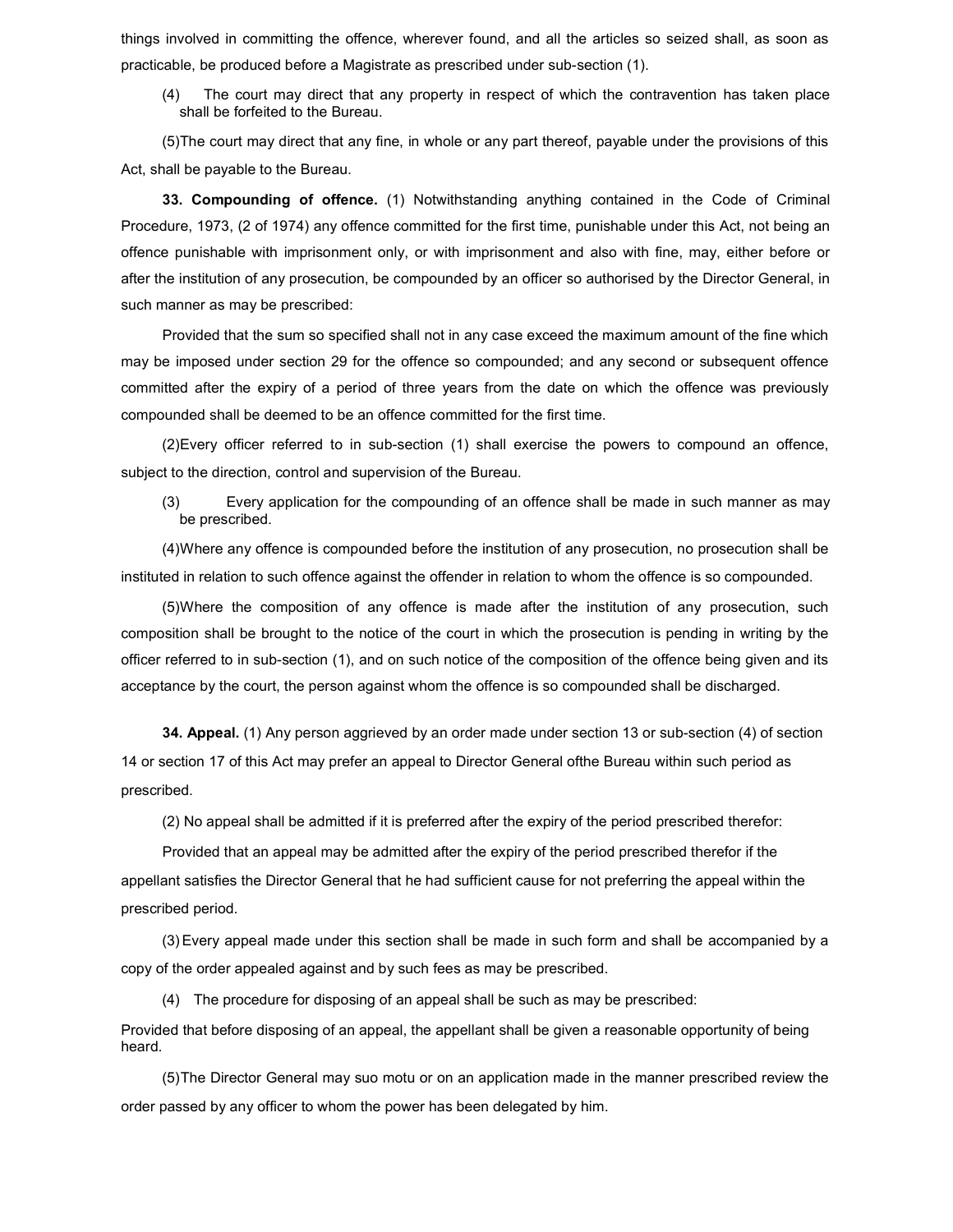things involved in committing the offence, wherever found, and all the articles so seized shall, as soon as practicable, be produced before a Magistrate as prescribed under sub-section (1).

(4) The court may direct that any property in respect of which the contravention has taken place shall be forfeited to the Bureau.

(5) The court may direct that any fine, in whole or any part thereof, payable under the provisions of this Act, shall be payable to the Bureau.

**33. Compounding of offence.** (1) Notwithstanding anything contained in the Code of Criminal Procedure, 1973, (2 of 1974) any offence committed for the first time, punishable under this Act, not being an offence punishable with imprisonment only, or with imprisonment and also with fine, may, either before or after the institution of any prosecution, be compounded by an officer so authorised by the Director General, in such manner as may be prescribed:

Provided that the sum so specified shall not in any case exceed the maximum amount of the fine which may be imposed under section 29 for the offence so compounded; and any second or subsequent offence committed after the expiry of a period of three years from the date on which the offence was previously compounded shall be deemed to be an offence committed for the first time.

(2) Every officer referred to in sub-section (1) shall exercise the powers to compound an offence, subject to the direction, control and supervision of the Bureau.

(3) Every application for the compounding of an offence shall be made in such manner as may be prescribed.

(4) Where any offence is compounded before the institution of any prosecution, no prosecution shall be instituted in relation to such offence against the offender in relation to whom the offence is so compounded.

(5) Where the composition of any offence is made after the institution of any prosecution, such composition shall be brought to the notice of the court in which the prosecution is pending in writing by the officer referred to in sub-section (1), and on such notice of the composition of the offence being given and its acceptance by the court, the person against whom the offence is so compounded shall be discharged.

**34. Appeal.** (1) Any person aggrieved by an order made under section 13 or sub-section (4) of section 14 or section 17 of this Act may prefer an appeal to Director General ofthe Bureau within such period as prescribed.

(2) No appeal shall be admitted if it is preferred after the expiry of the period prescribed therefor:

Provided that an appeal may be admitted after the expiry of the period prescribed therefor if the appellant satisfies the Director General that he had sufficient cause for not preferring the appeal within the prescribed period.

(3) Every appeal made under this section shall be made in such form and shall be accompanied by a copy of the order appealed against and by such fees as may be prescribed.

(4) The procedure for disposing of an appeal shall be such as may be prescribed:

Provided that before disposing of an appeal, the appellant shall be given a reasonable opportunity of being heard.

(5) The Director General may suo motu or on an application made in the manner prescribed review the order passed by any officer to whom the power has been delegated by him.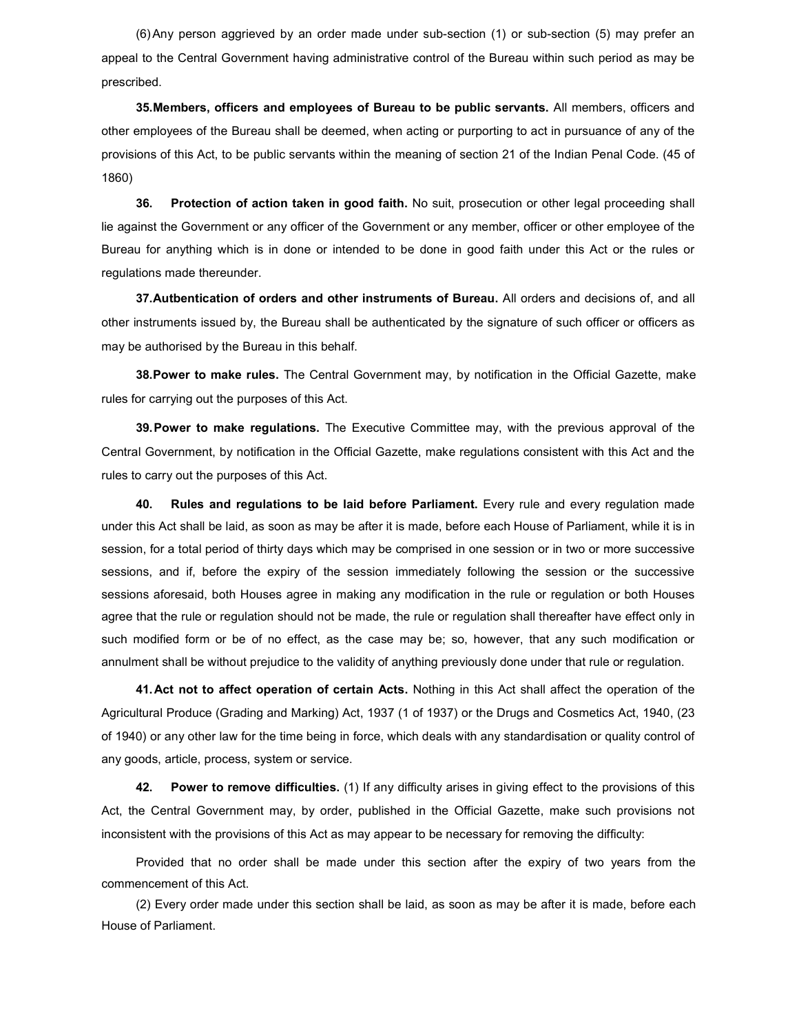(6) Any person aggrieved by an order made under sub-section (1) or sub-section (5) may prefer an appeal to the Central Government having administrative control of the Bureau within such period as may be prescribed.

**35. Members, officers and employees of Bureau to be public servants.** All members, officers and other employees of the Bureau shall be deemed, when acting or purporting to act in pursuance of any of the provisions of this Act, to be public servants within the meaning of section 21 of the Indian Penal Code. (45 of 1860)

**36. Protection of action taken in good faith.** No suit, prosecution or other legal proceeding shall lie against the Government or any officer of the Government or any member, officer or other employee of the Bureau for anything which is in done or intended to be done in good faith under this Act or the rules or regulations made thereunder.

**37. Autbentication of orders and other instruments of Bureau.** All orders and decisions of, and all other instruments issued by, the Bureau shall be authenticated by the signature of such officer or officers as may be authorised by the Bureau in this behalf.

**38. Power to make rules.** The Central Government may, by notification in the Official Gazette, make rules for carrying out the purposes of this Act.

**39. Power to make regulations.** The Executive Committee may, with the previous approval of the Central Government, by notification in the Official Gazette, make regulations consistent with this Act and the rules to carry out the purposes of this Act.

**40. Rules and regulations to be laid before Parliament.** Every rule and every regulation made under this Act shall be laid, as soon as may be after it is made, before each House of Parliament, while it is in session, for a total period of thirty days which may be comprised in one session or in two or more successive sessions, and if, before the expiry of the session immediately following the session or the successive sessions aforesaid, both Houses agree in making any modification in the rule or regulation or both Houses agree that the rule or regulation should not be made, the rule or regulation shall thereafter have effect only in such modified form or be of no effect, as the case may be; so, however, that any such modification or annulment shall be without prejudice to the validity of anything previously done under that rule or regulation.

**41. Act not to affect operation of certain Acts.** Nothing in this Act shall affect the operation of the Agricultural Produce (Grading and Marking) Act, 1937 (1 of 1937) or the Drugs and Cosmetics Act, 1940, (23 of 1940) or any other law for the time being in force, which deals with any standardisation or quality control of any goods, article, process, system or service.

**42. Power to remove difficulties.** (1) If any difficulty arises in giving effect to the provisions of this Act, the Central Government may, by order, published in the Official Gazette, make such provisions not inconsistent with the provisions of this Act as may appear to be necessary for removing the difficulty:

Provided that no order shall be made under this section after the expiry of two years from the commencement of this Act.

(2) Every order made under this section shall be laid, as soon as may be after it is made, before each House of Parliament.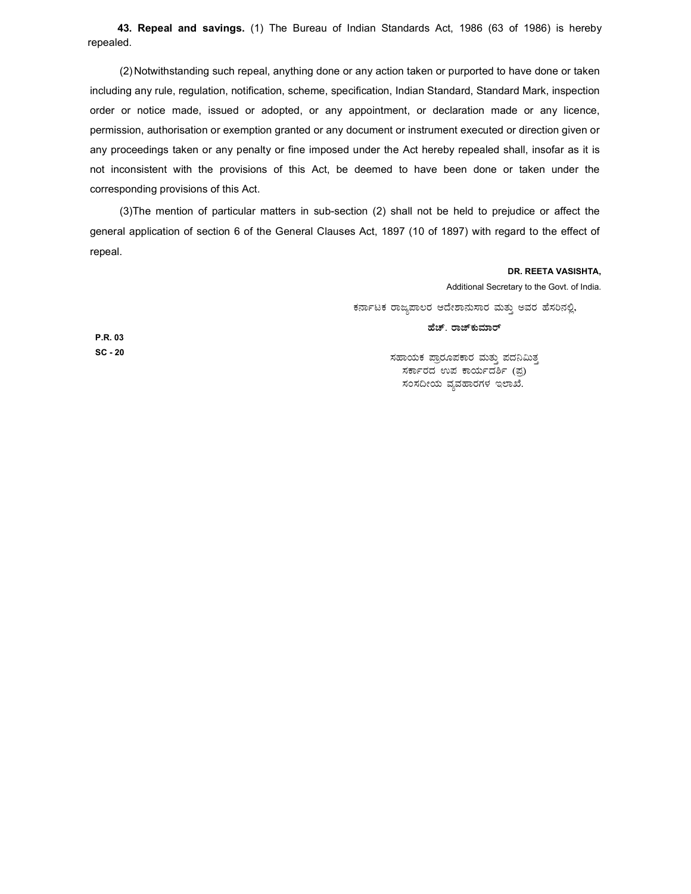**43. Repeal and savings.** (1) The Bureau of Indian Standards Act, 1986 (63 of 1986) is hereby repealed.

(2) Notwithstanding such repeal, anything done or any action taken or purported to have done or taken including any rule, regulation, notification, scheme, specification, Indian Standard, Standard Mark, inspection order or notice made, issued or adopted, or any appointment, or declaration made or any licence, permission, authorisation or exemption granted or any document or instrument executed or direction given or any proceedings taken or any penalty or fine imposed under the Act hereby repealed shall, insofar as it is not inconsistent with the provisions of this Act, be deemed to have been done or taken under the corresponding provisions of this Act.

(3) The mention of particular matters in sub-section (2) shall not be held to prejudice or affect the general application of section 6 of the General Clauses Act, 1897 (10 of 1897) with regard to the effect of repeal.

**DR. REETA VASISHTA,**

Additional Secretary to the Govt. of India.

ಕರ್ನಾಟಕ ರಾಜ್ಯಪಾಲರ ಆದೇಶಾನುಸಾರ ಮತ್ತು ಅವರ ಹೆಸರಿನಲ್ಲಿ,

**ಹೆಚ್. ರಾಜ್‌ಕುಮಾರ್**

ಸಹಾಯಕ ಪ್ರಾರೂಪಕಾರ ಮತ್ತು ಪದನಿಮಿತ್ತ
ಸರ್ಕಾರದ ಉಪ ಕಾರ್ಯದರ್ಶಿ (ಪ್ರ)
ಸಂಸದೀಯ ವ್ಯವಹಾರಗಳ ಇಲಾಖೆ.

**P.R. 03**
**SC - 20**